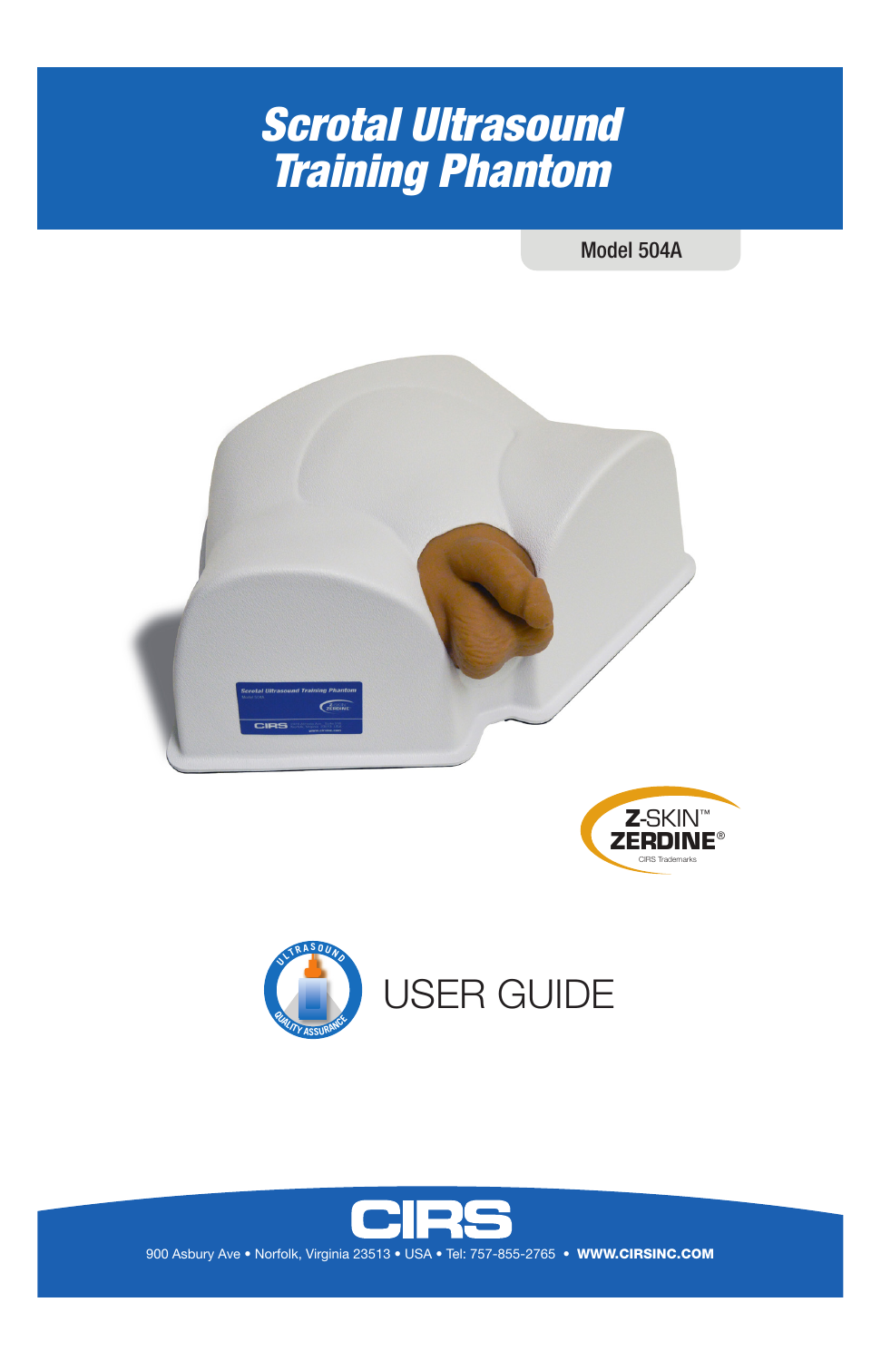# Scrotal Ultrasound Training Phantom

Model 504A

Z-SKIN™
ZERDINE®
CIRS Trademarks

ULTRASOUND QUALITY ASSURANCE

USER GUIDE

CIRS

900 Asbury Ave • Norfolk, Virginia 23513 • USA • Tel: 757-855-2765 • **WWW.CIRSINC.COM**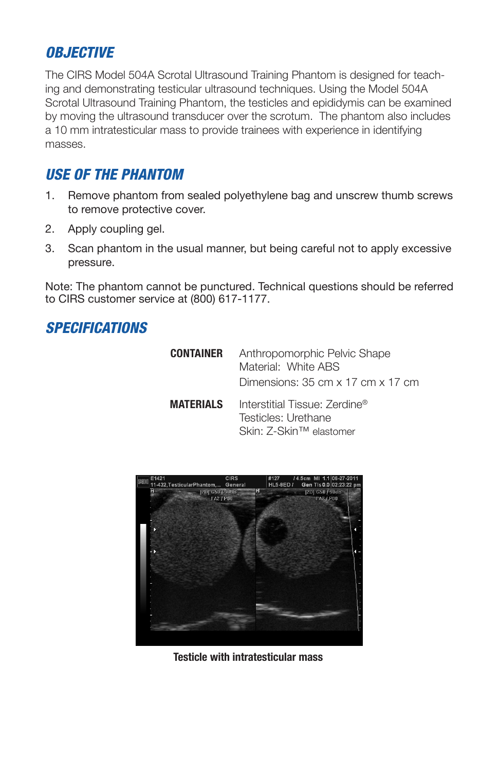## OBJECTIVE

The CIRS Model 504A Scrotal Ultrasound Training Phantom is designed for teaching and demonstrating testicular ultrasound techniques. Using the Model 504A Scrotal Ultrasound Training Phantom, the testicles and epididymis can be examined by moving the ultrasound transducer over the scrotum. The phantom also includes a 10 mm intratesticular mass to provide trainees with experience in identifying masses.

## USE OF THE PHANTOM

1. Remove phantom from sealed polyethylene bag and unscrew thumb screws to remove protective cover.
2. Apply coupling gel.
3. Scan phantom in the usual manner, but being careful not to apply excessive pressure.

Note: The phantom cannot be punctured. Technical questions should be referred to CIRS customer service at (800) 617-1177.

## SPECIFICATIONS

| | |
|---|---|
| **CONTAINER** | Anthropomorphic Pelvic Shape<br>Material: White ABS<br>Dimensions: 35 cm x 17 cm x 17 cm |
| **MATERIALS** | Interstitial Tissue: Zerdine®<br>Testicles: Urethane<br>Skin: Z-Skin™ elastomer |

**Testicle with intratesticular mass**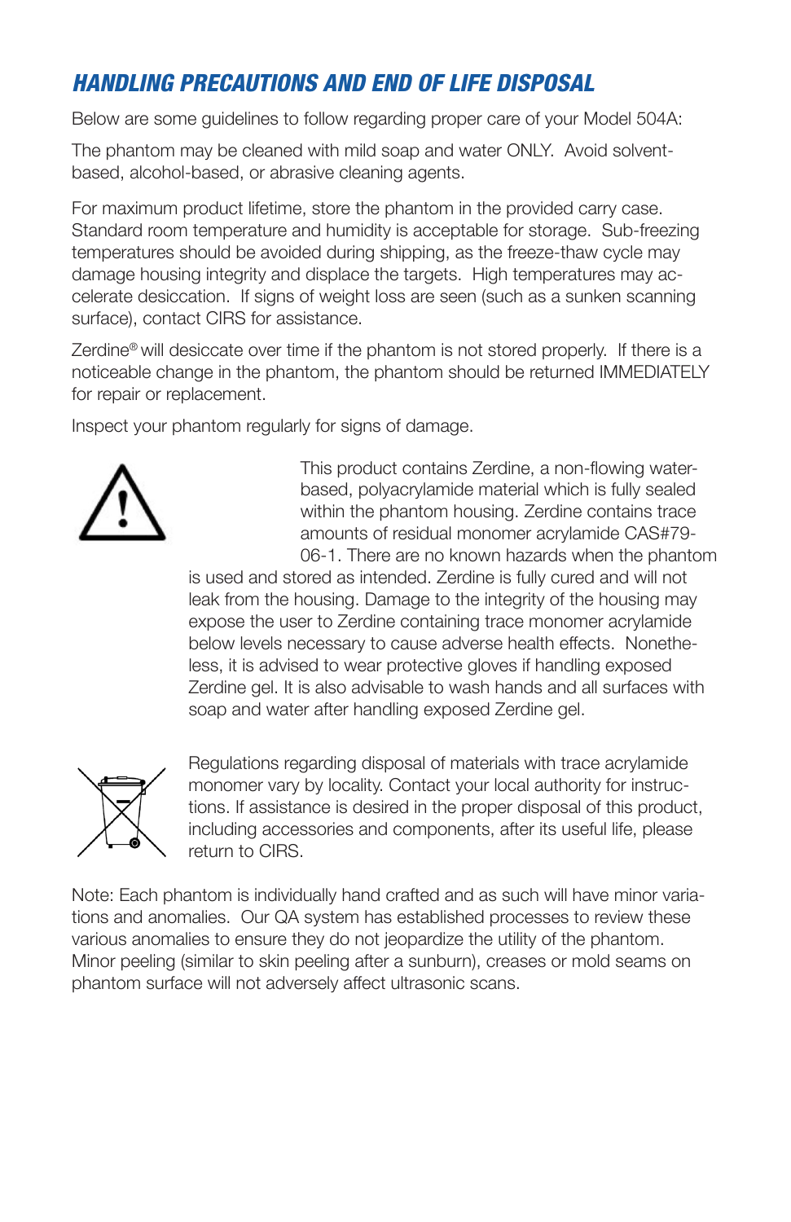## HANDLING PRECAUTIONS AND END OF LIFE DISPOSAL

Below are some guidelines to follow regarding proper care of your Model 504A:

The phantom may be cleaned with mild soap and water ONLY. Avoid solvent-based, alcohol-based, or abrasive cleaning agents.

For maximum product lifetime, store the phantom in the provided carry case. Standard room temperature and humidity is acceptable for storage. Sub-freezing temperatures should be avoided during shipping, as the freeze-thaw cycle may damage housing integrity and displace the targets. High temperatures may accelerate desiccation. If signs of weight loss are seen (such as a sunken scanning surface), contact CIRS for assistance.

Zerdine® will desiccate over time if the phantom is not stored properly. If there is a noticeable change in the phantom, the phantom should be returned IMMEDIATELY for repair or replacement.

Inspect your phantom regularly for signs of damage.

This product contains Zerdine, a non-flowing water-based, polyacrylamide material which is fully sealed within the phantom housing. Zerdine contains trace amounts of residual monomer acrylamide CAS#79-06-1. There are no known hazards when the phantom is used and stored as intended. Zerdine is fully cured and will not leak from the housing. Damage to the integrity of the housing may expose the user to Zerdine containing trace monomer acrylamide below levels necessary to cause adverse health effects. Nonetheless, it is advised to wear protective gloves if handling exposed Zerdine gel. It is also advisable to wash hands and all surfaces with soap and water after handling exposed Zerdine gel.

Regulations regarding disposal of materials with trace acrylamide monomer vary by locality. Contact your local authority for instructions. If assistance is desired in the proper disposal of this product, including accessories and components, after its useful life, please return to CIRS.

Note: Each phantom is individually hand crafted and as such will have minor variations and anomalies. Our QA system has established processes to review these various anomalies to ensure they do not jeopardize the utility of the phantom. Minor peeling (similar to skin peeling after a sunburn), creases or mold seams on phantom surface will not adversely affect ultrasonic scans.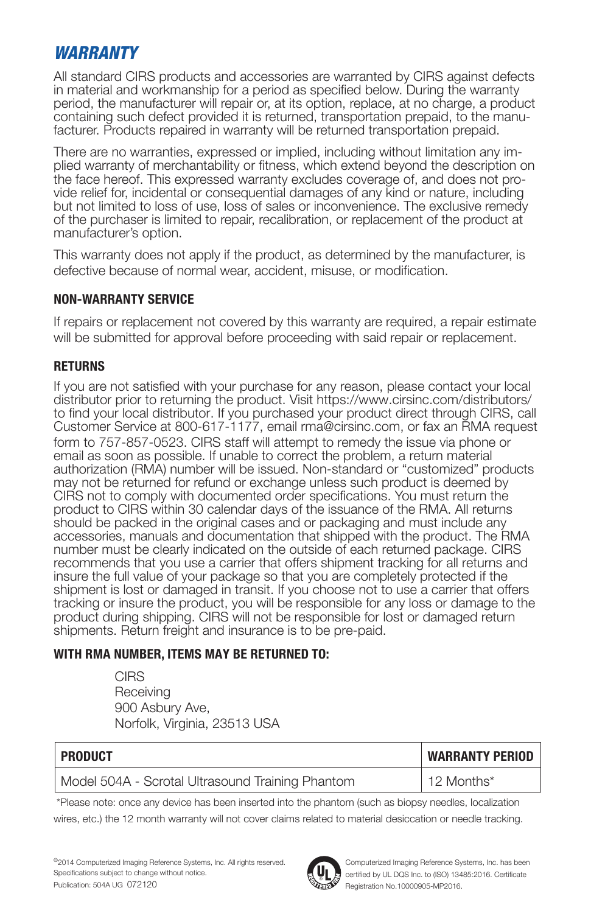# *WARRANTY*

All standard CIRS products and accessories are warranted by CIRS against defects in material and workmanship for a period as specified below. During the warranty period, the manufacturer will repair or, at its option, replace, at no charge, a product containing such defect provided it is returned, transportation prepaid, to the manufacturer. Products repaired in warranty will be returned transportation prepaid.

There are no warranties, expressed or implied, including without limitation any implied warranty of merchantability or fitness, which extend beyond the description on the face hereof. This expressed warranty excludes coverage of, and does not provide relief for, incidental or consequential damages of any kind or nature, including but not limited to loss of use, loss of sales or inconvenience. The exclusive remedy of the purchaser is limited to repair, recalibration, or replacement of the product at manufacturer's option.

This warranty does not apply if the product, as determined by the manufacturer, is defective because of normal wear, accident, misuse, or modification.

### NON-WARRANTY SERVICE

If repairs or replacement not covered by this warranty are required, a repair estimate will be submitted for approval before proceeding with said repair or replacement.

### RETURNS

If you are not satisfied with your purchase for any reason, please contact your local distributor prior to returning the product. Visit https://www.cirsinc.com/distributors/ to find your local distributor. If you purchased your product direct through CIRS, call Customer Service at 800-617-1177, email rma@cirsinc.com, or fax an RMA request form to 757-857-0523. CIRS staff will attempt to remedy the issue via phone or email as soon as possible. If unable to correct the problem, a return material authorization (RMA) number will be issued. Non-standard or "customized" products may not be returned for refund or exchange unless such product is deemed by CIRS not to comply with documented order specifications. You must return the product to CIRS within 30 calendar days of the issuance of the RMA. All returns should be packed in the original cases and or packaging and must include any accessories, manuals and documentation that shipped with the product. The RMA number must be clearly indicated on the outside of each returned package. CIRS recommends that you use a carrier that offers shipment tracking for all returns and insure the full value of your package so that you are completely protected if the shipment is lost or damaged in transit. If you choose not to use a carrier that offers tracking or insure the product, you will be responsible for any loss or damage to the product during shipping. CIRS will not be responsible for lost or damaged return shipments. Return freight and insurance is to be pre-paid.

### WITH RMA NUMBER, ITEMS MAY BE RETURNED TO:

CIRS
Receiving
900 Asbury Ave,
Norfolk, Virginia, 23513 USA

| PRODUCT | WARRANTY PERIOD |
|---|---|
| Model 504A - Scrotal Ultrasound Training Phantom | 12 Months* |

*Please note: once any device has been inserted into the phantom (such as biopsy needles, localization wires, etc.) the 12 month warranty will not cover claims related to material desiccation or needle tracking.

©2014 Computerized Imaging Reference Systems, Inc. All rights reserved.
Specifications subject to change without notice.
Publication: 504A UG 072120

Computerized Imaging Reference Systems, Inc. has been certified by UL DQS Inc. to (ISO) 13485:2016. Certificate Registration No.10000905-MP2016.